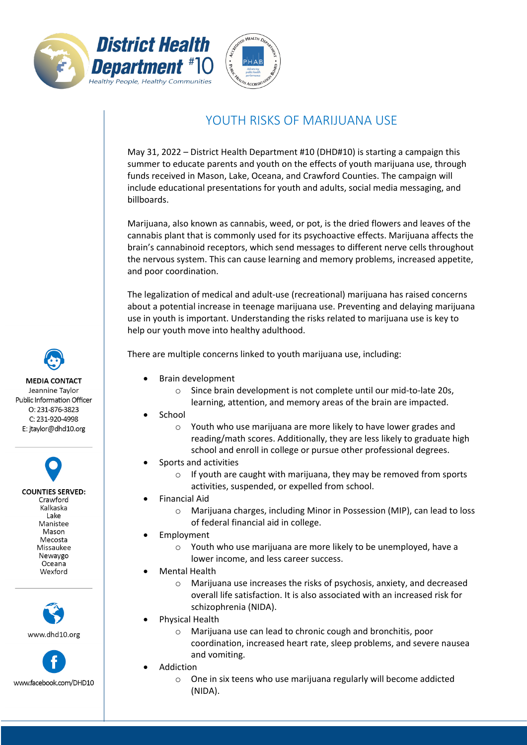District Health Department #10

*Healthy People, Healthy Communities*

# YOUTH RISKS OF MARIJUANA USE

May 31, 2022 – District Health Department #10 (DHD#10) is starting a campaign this summer to educate parents and youth on the effects of youth marijuana use, through funds received in Mason, Lake, Oceana, and Crawford Counties. The campaign will include educational presentations for youth and adults, social media messaging, and billboards.

Marijuana, also known as cannabis, weed, or pot, is the dried flowers and leaves of the cannabis plant that is commonly used for its psychoactive effects. Marijuana affects the brain's cannabinoid receptors, which send messages to different nerve cells throughout the nervous system. This can cause learning and memory problems, increased appetite, and poor coordination.

The legalization of medical and adult-use (recreational) marijuana has raised concerns about a potential increase in teenage marijuana use. Preventing and delaying marijuana use in youth is important. Understanding the risks related to marijuana use is key to help our youth move into healthy adulthood.

There are multiple concerns linked to youth marijuana use, including:

- Brain development
  - Since brain development is not complete until our mid-to-late 20s, learning, attention, and memory areas of the brain are impacted.
- School
  - Youth who use marijuana are more likely to have lower grades and reading/math scores. Additionally, they are less likely to graduate high school and enroll in college or pursue other professional degrees.
- Sports and activities
  - If youth are caught with marijuana, they may be removed from sports activities, suspended, or expelled from school.
- Financial Aid
  - Marijuana charges, including Minor in Possession (MIP), can lead to loss of federal financial aid in college.
- Employment
  - Youth who use marijuana are more likely to be unemployed, have a lower income, and less career success.
- Mental Health
  - Marijuana use increases the risks of psychosis, anxiety, and decreased overall life satisfaction. It is also associated with an increased risk for schizophrenia (NIDA).
- Physical Health
  - Marijuana use can lead to chronic cough and bronchitis, poor coordination, increased heart rate, sleep problems, and severe nausea and vomiting.
- Addiction
  - One in six teens who use marijuana regularly will become addicted (NIDA).

**MEDIA CONTACT**
Jeannine Taylor
Public Information Officer
O: 231-876-3823
C: 231-920-4998
E: jtaylor@dhd10.org

**COUNTIES SERVED:**
Crawford
Kalkaska
Lake
Manistee
Mason
Mecosta
Missaukee
Newaygo
Oceana
Wexford

www.dhd10.org

www.facebook.com/DHD10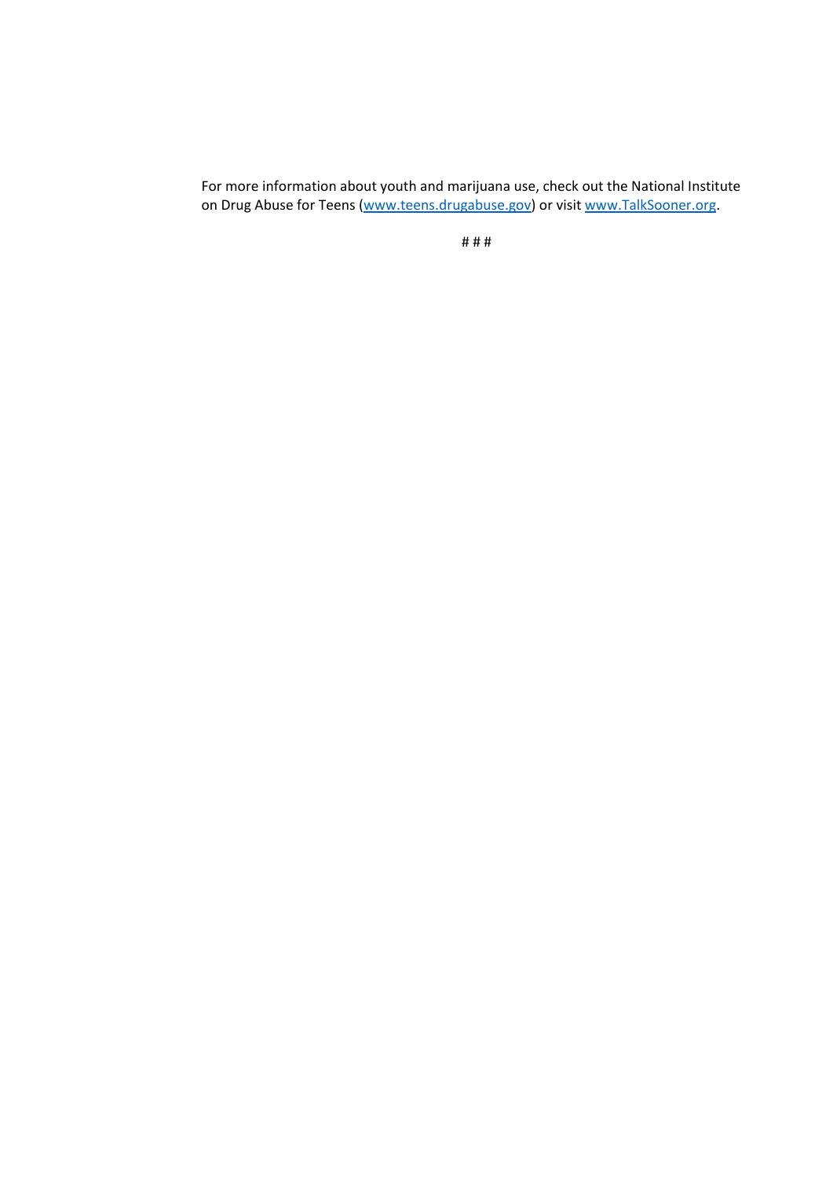For more information about youth and marijuana use, check out the National Institute on Drug Abuse for Teens (www.teens.drugabuse.gov) or visit www.TalkSooner.org.

# # #